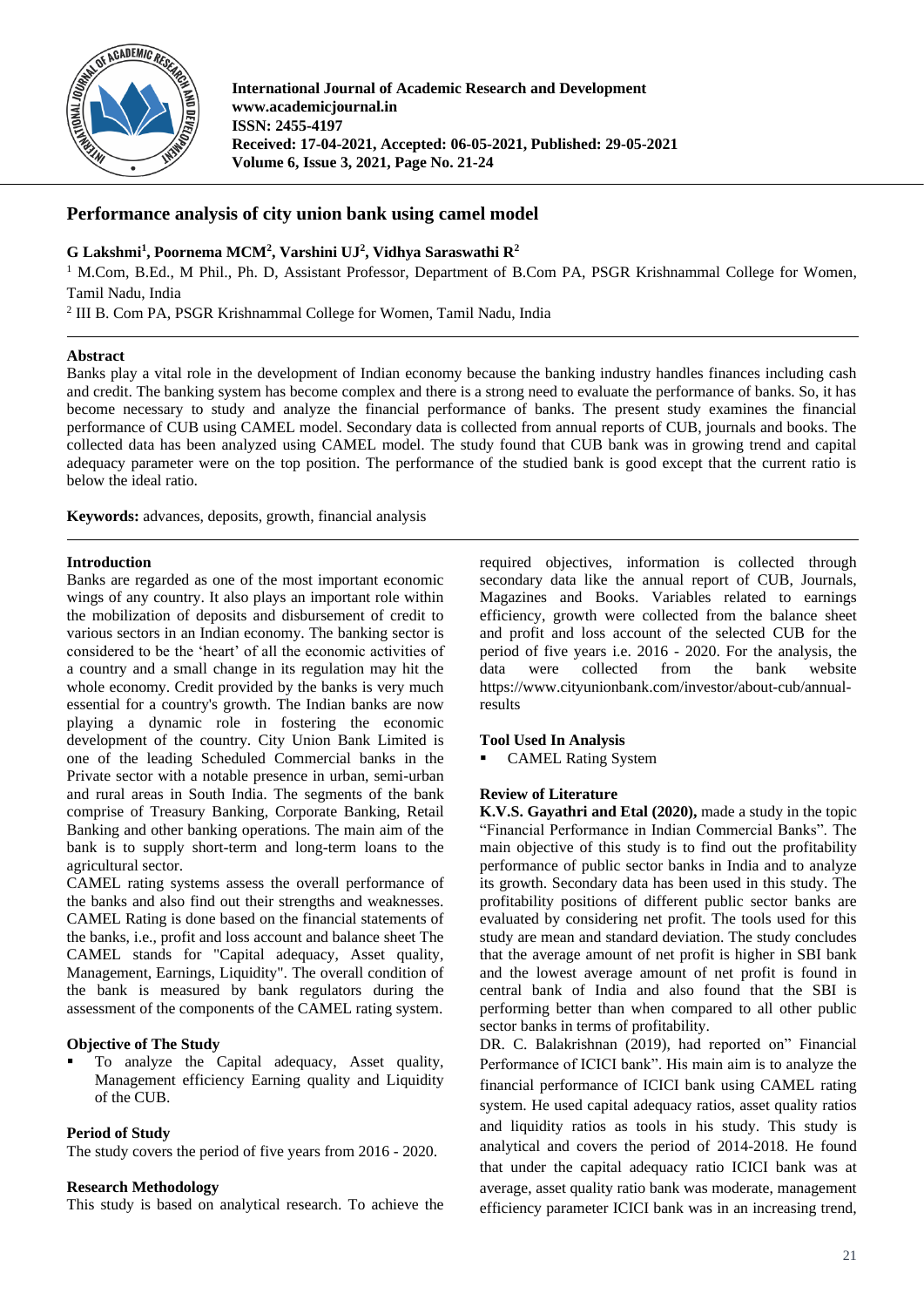International Journal of Academic Research and Development
www.academicjournal.in
ISSN: 2455-4197
Received: 17-04-2021, Accepted: 06-05-2021, Published: 29-05-2021
Volume 6, Issue 3, 2021, Page No. 21-24

# Performance analysis of city union bank using camel model

**G Lakshmi[1], Poornema MCM[2], Varshini UJ[2], Vidhya Saraswathi R[2]**

[1] M.Com, B.Ed., M Phil., Ph. D, Assistant Professor, Department of B.Com PA, PSGR Krishnammal College for Women, Tamil Nadu, India

[2] III B. Com PA, PSGR Krishnammal College for Women, Tamil Nadu, India

## Abstract

Banks play a vital role in the development of Indian economy because the banking industry handles finances including cash and credit. The banking system has become complex and there is a strong need to evaluate the performance of banks. So, it has become necessary to study and analyze the financial performance of banks. The present study examines the financial performance of CUB using CAMEL model. Secondary data is collected from annual reports of CUB, journals and books. The collected data has been analyzed using CAMEL model. The study found that CUB bank was in growing trend and capital adequacy parameter were on the top position. The performance of the studied bank is good except that the current ratio is below the ideal ratio.

**Keywords:** advances, deposits, growth, financial analysis

## Introduction

Banks are regarded as one of the most important economic wings of any country. It also plays an important role within the mobilization of deposits and disbursement of credit to various sectors in an Indian economy. The banking sector is considered to be the 'heart' of all the economic activities of a country and a small change in its regulation may hit the whole economy. Credit provided by the banks is very much essential for a country's growth. The Indian banks are now playing a dynamic role in fostering the economic development of the country. City Union Bank Limited is one of the leading Scheduled Commercial banks in the Private sector with a notable presence in urban, semi-urban and rural areas in South India. The segments of the bank comprise of Treasury Banking, Corporate Banking, Retail Banking and other banking operations. The main aim of the bank is to supply short-term and long-term loans to the agricultural sector.

CAMEL rating systems assess the overall performance of the banks and also find out their strengths and weaknesses. CAMEL Rating is done based on the financial statements of the banks, i.e., profit and loss account and balance sheet The CAMEL stands for "Capital adequacy, Asset quality, Management, Earnings, Liquidity". The overall condition of the bank is measured by bank regulators during the assessment of the components of the CAMEL rating system.

## Objective of The Study

- To analyze the Capital adequacy, Asset quality, Management efficiency Earning quality and Liquidity of the CUB.

## Period of Study

The study covers the period of five years from 2016 - 2020.

## Research Methodology

This study is based on analytical research. To achieve the required objectives, information is collected through secondary data like the annual report of CUB, Journals, Magazines and Books. Variables related to earnings efficiency, growth were collected from the balance sheet and profit and loss account of the selected CUB for the period of five years i.e. 2016 - 2020. For the analysis, the data were collected from the bank website https://www.cityunionbank.com/investor/about-cub/annual-results

## Tool Used In Analysis

- CAMEL Rating System

## Review of Literature

**K.V.S. Gayathri and Etal (2020),** made a study in the topic "Financial Performance in Indian Commercial Banks". The main objective of this study is to find out the profitability performance of public sector banks in India and to analyze its growth. Secondary data has been used in this study. The profitability positions of different public sector banks are evaluated by considering net profit. The tools used for this study are mean and standard deviation. The study concludes that the average amount of net profit is higher in SBI bank and the lowest average amount of net profit is found in central bank of India and also found that the SBI is performing better than when compared to all other public sector banks in terms of profitability.

DR. C. Balakrishnan (2019), had reported on" Financial Performance of ICICI bank". His main aim is to analyze the financial performance of ICICI bank using CAMEL rating system. He used capital adequacy ratios, asset quality ratios and liquidity ratios as tools in his study. This study is analytical and covers the period of 2014-2018. He found that under the capital adequacy ratio ICICI bank was at average, asset quality ratio bank was moderate, management efficiency parameter ICICI bank was in an increasing trend,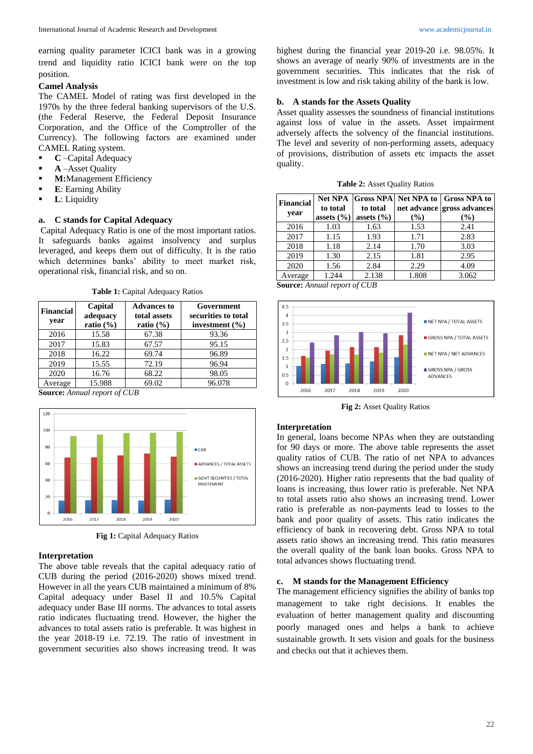earning quality parameter ICICI bank was in a growing trend and liquidity ratio ICICI bank were on the top position.

**Camel Analysis**

The CAMEL Model of rating was first developed in the 1970s by the three federal banking supervisors of the U.S. (the Federal Reserve, the Federal Deposit Insurance Corporation, and the Office of the Comptroller of the Currency). The following factors are examined under CAMEL Rating system.

- **C** –Capital Adequacy
- **A** –Asset Quality
- **M:**Management Efficiency
- **E**: Earning Ability
- **L**: Liquidity

### a. C stands for Capital Adequacy

Capital Adequacy Ratio is one of the most important ratios. It safeguards banks against insolvency and surplus leveraged, and keeps them out of difficulty. It is the ratio which determines banks' ability to meet market risk, operational risk, financial risk, and so on.

**Table 1:** Capital Adequacy Ratios

| Financial year | Capital adequacy ratio (%) | Advances to total assets ratio (%) | Government securities to total investment (%) |
|---|---|---|---|
| 2016 | 15.58 | 67.38 | 93.36 |
| 2017 | 15.83 | 67.57 | 95.15 |
| 2018 | 16.22 | 69.74 | 96.89 |
| 2019 | 15.55 | 72.19 | 96.94 |
| 2020 | 16.76 | 68.22 | 98.05 |
| Average | 15.988 | 69.02 | 96.078 |

**Source:** *Annual report of CUB*

**Fig 1:** Capital Adequacy Ratios

**Interpretation**

The above table reveals that the capital adequacy ratio of CUB during the period (2016-2020) shows mixed trend. However in all the years CUB maintained a minimum of 8% Capital adequacy under Basel II and 10.5% Capital adequacy under Base III norms. The advances to total assets ratio indicates fluctuating trend. However, the higher the advances to total assets ratio is preferable. It was highest in the year 2018-19 i.e. 72.19. The ratio of investment in government securities also shows increasing trend. It was highest during the financial year 2019-20 i.e. 98.05%. It shows an average of nearly 90% of investments are in the government securities. This indicates that the risk of investment is low and risk taking ability of the bank is low.

### b. A stands for the Assets Quality

Asset quality assesses the soundness of financial institutions against loss of value in the assets. Asset impairment adversely affects the solvency of the financial institutions. The level and severity of non-performing assets, adequacy of provisions, distribution of assets etc impacts the asset quality.

**Table 2:** Asset Quality Ratios

| Financial year | Net NPA to total assets (%) | Gross NPA to total assets (%) | Net NPA to net advance (%) | Gross NPA to gross advances (%) |
|---|---|---|---|---|
| 2016 | 1.03 | 1.63 | 1.53 | 2.41 |
| 2017 | 1.15 | 1.93 | 1.71 | 2.83 |
| 2018 | 1.18 | 2.14 | 1.70 | 3.03 |
| 2019 | 1.30 | 2.15 | 1.81 | 2.95 |
| 2020 | 1.56 | 2.84 | 2.29 | 4.09 |
| Average | 1.244 | 2.138 | 1.808 | 3.062 |

**Source:** *Annual report of CUB*

**Fig 2:** Asset Quality Ratios

**Interpretation**

In general, loans become NPAs when they are outstanding for 90 days or more. The above table represents the asset quality ratios of CUB. The ratio of net NPA to advances shows an increasing trend during the period under the study (2016-2020). Higher ratio represents that the bad quality of loans is increasing, thus lower ratio is preferable. Net NPA to total assets ratio also shows an increasing trend. Lower ratio is preferable as non-payments lead to losses to the bank and poor quality of assets. This ratio indicates the efficiency of bank in recovering debt. Gross NPA to total assets ratio shows an increasing trend. This ratio measures the overall quality of the bank loan books. Gross NPA to total advances shows fluctuating trend.

### c. M stands for the Management Efficiency

The management efficiency signifies the ability of banks top management to take right decisions. It enables the evaluation of better management quality and discounting poorly managed ones and helps a bank to achieve sustainable growth. It sets vision and goals for the business and checks out that it achieves them.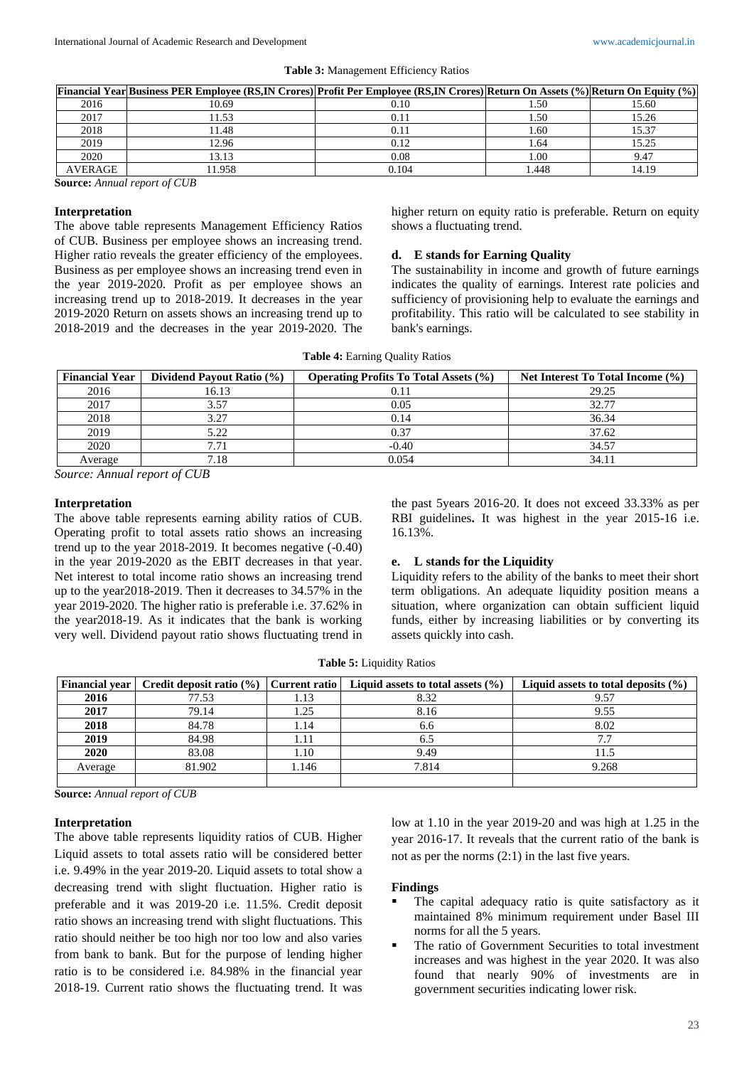**Table 3:** Management Efficiency Ratios

| Financial Year | Business PER Employee (RS,IN Crores) | Profit Per Employee (RS,IN Crores) | Return On Assets (%) | Return On Equity (%) |
|---|---|---|---|---|
| 2016 | 10.69 | 0.10 | 1.50 | 15.60 |
| 2017 | 11.53 | 0.11 | 1.50 | 15.26 |
| 2018 | 11.48 | 0.11 | 1.60 | 15.37 |
| 2019 | 12.96 | 0.12 | 1.64 | 15.25 |
| 2020 | 13.13 | 0.08 | 1.00 | 9.47 |
| AVERAGE | 11.958 | 0.104 | 1.448 | 14.19 |

**Source:** *Annual report of CUB*

#### Interpretation

The above table represents Management Efficiency Ratios of CUB. Business per employee shows an increasing trend. Higher ratio reveals the greater efficiency of the employees. Business as per employee shows an increasing trend even in the year 2019-2020. Profit as per employee shows an increasing trend up to 2018-2019. It decreases in the year 2019-2020 Return on assets shows an increasing trend up to 2018-2019 and the decreases in the year 2019-2020. The higher return on equity ratio is preferable. Return on equity shows a fluctuating trend.

#### d. E stands for Earning Quality

The sustainability in income and growth of future earnings indicates the quality of earnings. Interest rate policies and sufficiency of provisioning help to evaluate the earnings and profitability. This ratio will be calculated to see stability in bank's earnings.

**Table 4:** Earning Quality Ratios

| Financial Year | Dividend Payout Ratio (%) | Operating Profits To Total Assets (%) | Net Interest To Total Income (%) |
|---|---|---|---|
| 2016 | 16.13 | 0.11 | 29.25 |
| 2017 | 3.57 | 0.05 | 32.77 |
| 2018 | 3.27 | 0.14 | 36.34 |
| 2019 | 5.22 | 0.37 | 37.62 |
| 2020 | 7.71 | -0.40 | 34.57 |
| Average | 7.18 | 0.054 | 34.11 |

*Source: Annual report of CUB*

#### Interpretation

The above table represents earning ability ratios of CUB. Operating profit to total assets ratio shows an increasing trend up to the year 2018-2019. It becomes negative (-0.40) in the year 2019-2020 as the EBIT decreases in that year. Net interest to total income ratio shows an increasing trend up to the year2018-2019. Then it decreases to 34.57% in the year 2019-2020. The higher ratio is preferable i.e. 37.62% in the year2018-19. As it indicates that the bank is working very well. Dividend payout ratio shows fluctuating trend in the past 5years 2016-20. It does not exceed 33.33% as per RBI guidelines**.** It was highest in the year 2015-16 i.e. 16.13%.

#### e. L stands for the Liquidity

Liquidity refers to the ability of the banks to meet their short term obligations. An adequate liquidity position means a situation, where organization can obtain sufficient liquid funds, either by increasing liabilities or by converting its assets quickly into cash.

**Table 5:** Liquidity Ratios

| Financial year | Credit deposit ratio (%) | Current ratio | Liquid assets to total assets (%) | Liquid assets to total deposits (%) |
|---|---|---|---|---|
| **2016** | 77.53 | 1.13 | 8.32 | 9.57 |
| **2017** | 79.14 | 1.25 | 8.16 | 9.55 |
| **2018** | 84.78 | 1.14 | 6.6 | 8.02 |
| **2019** | 84.98 | 1.11 | 6.5 | 7.7 |
| **2020** | 83.08 | 1.10 | 9.49 | 11.5 |
| Average | 81.902 | 1.146 | 7.814 | 9.268 |
| | | | | |

**Source:** *Annual report of CUB*

#### Interpretation

The above table represents liquidity ratios of CUB. Higher Liquid assets to total assets ratio will be considered better i.e. 9.49% in the year 2019-20. Liquid assets to total show a decreasing trend with slight fluctuation. Higher ratio is preferable and it was 2019-20 i.e. 11.5%. Credit deposit ratio shows an increasing trend with slight fluctuations. This ratio should neither be too high nor too low and also varies from bank to bank. But for the purpose of lending higher ratio is to be considered i.e. 84.98% in the financial year 2018-19. Current ratio shows the fluctuating trend. It was low at 1.10 in the year 2019-20 and was high at 1.25 in the year 2016-17. It reveals that the current ratio of the bank is not as per the norms (2:1) in the last five years.

#### Findings

- The capital adequacy ratio is quite satisfactory as it maintained 8% minimum requirement under Basel III norms for all the 5 years.
- The ratio of Government Securities to total investment increases and was highest in the year 2020. It was also found that nearly 90% of investments are in government securities indicating lower risk.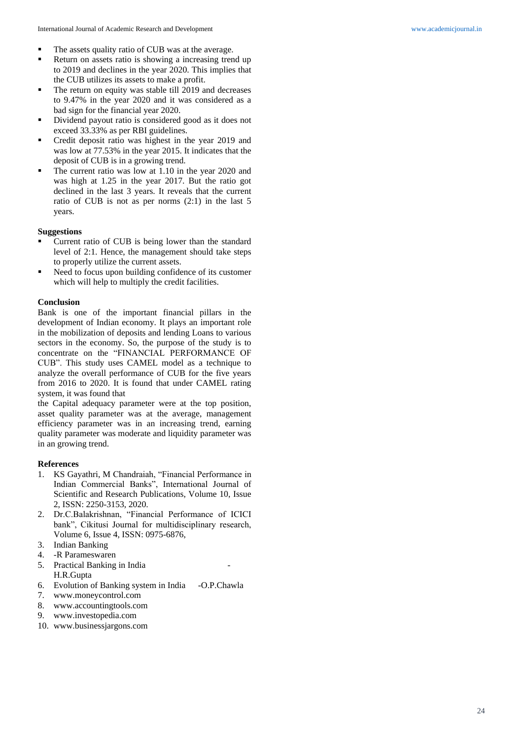- The assets quality ratio of CUB was at the average.
- Return on assets ratio is showing a increasing trend up to 2019 and declines in the year 2020. This implies that the CUB utilizes its assets to make a profit.
- The return on equity was stable till 2019 and decreases to 9.47% in the year 2020 and it was considered as a bad sign for the financial year 2020.
- Dividend payout ratio is considered good as it does not exceed 33.33% as per RBI guidelines.
- Credit deposit ratio was highest in the year 2019 and was low at 77.53% in the year 2015. It indicates that the deposit of CUB is in a growing trend.
- The current ratio was low at 1.10 in the year 2020 and was high at 1.25 in the year 2017. But the ratio got declined in the last 3 years. It reveals that the current ratio of CUB is not as per norms (2:1) in the last 5 years.

## Suggestions

- Current ratio of CUB is being lower than the standard level of 2:1. Hence, the management should take steps to properly utilize the current assets.
- Need to focus upon building confidence of its customer which will help to multiply the credit facilities.

## Conclusion

Bank is one of the important financial pillars in the development of Indian economy. It plays an important role in the mobilization of deposits and lending Loans to various sectors in the economy. So, the purpose of the study is to concentrate on the "FINANCIAL PERFORMANCE OF CUB". This study uses CAMEL model as a technique to analyze the overall performance of CUB for the five years from 2016 to 2020. It is found that under CAMEL rating system, it was found that

the Capital adequacy parameter were at the top position, asset quality parameter was at the average, management efficiency parameter was in an increasing trend, earning quality parameter was moderate and liquidity parameter was in an growing trend.

## References

1. KS Gayathri, M Chandraiah, "Financial Performance in Indian Commercial Banks", International Journal of Scientific and Research Publications, Volume 10, Issue 2, ISSN: 2250-3153, 2020.
2. Dr.C.Balakrishnan, "Financial Performance of ICICI bank", Cikitusi Journal for multidisciplinary research, Volume 6, Issue 4, ISSN: 0975-6876,
3. Indian Banking
4. -R Parameswaren
5. Practical Banking in India - H.R.Gupta
6. Evolution of Banking system in India -O.P.Chawla
7. www.moneycontrol.com
8. www.accountingtools.com
9. www.investopedia.com
10. www.businessjargons.com